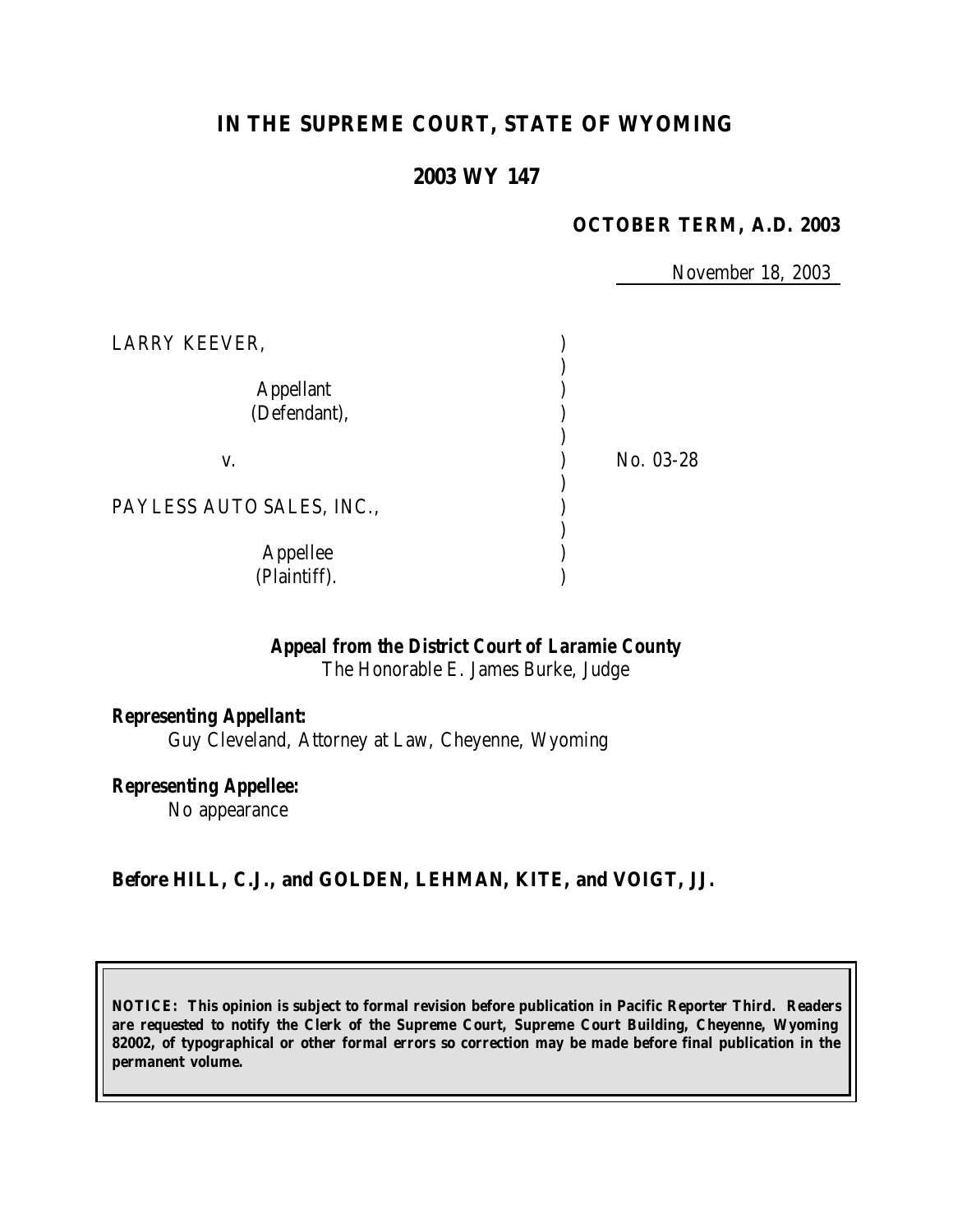# IN THE SUPREME COURT, STATE OF WYOMING

## 2003 WY 147

**OCTOBER TERM, A.D. 2003**

November 18, 2003

| | | |
|---|---|---|
| LARRY KEEVER, | ) | |
| | ) | |
| Appellant | ) | |
| (Defendant), | ) | |
| | ) | |
| v. | ) | No. 03-28 |
| | ) | |
| PAYLESS AUTO SALES, INC., | ) | |
| | ) | |
| Appellee | ) | |
| (Plaintiff). | ) | |

***Appeal from the District Court of Laramie County***
The Honorable E. James Burke, Judge

***Representing Appellant:***
Guy Cleveland, Attorney at Law, Cheyenne, Wyoming

***Representing Appellee:***
No appearance

**Before HILL, C.J., and GOLDEN, LEHMAN, KITE, and VOIGT, JJ.**

**NOTICE: This opinion is subject to formal revision before publication in Pacific Reporter Third. Readers are requested to notify the Clerk of the Supreme Court, Supreme Court Building, Cheyenne, Wyoming 82002, of typographical or other formal errors so correction may be made before final publication in the permanent volume.**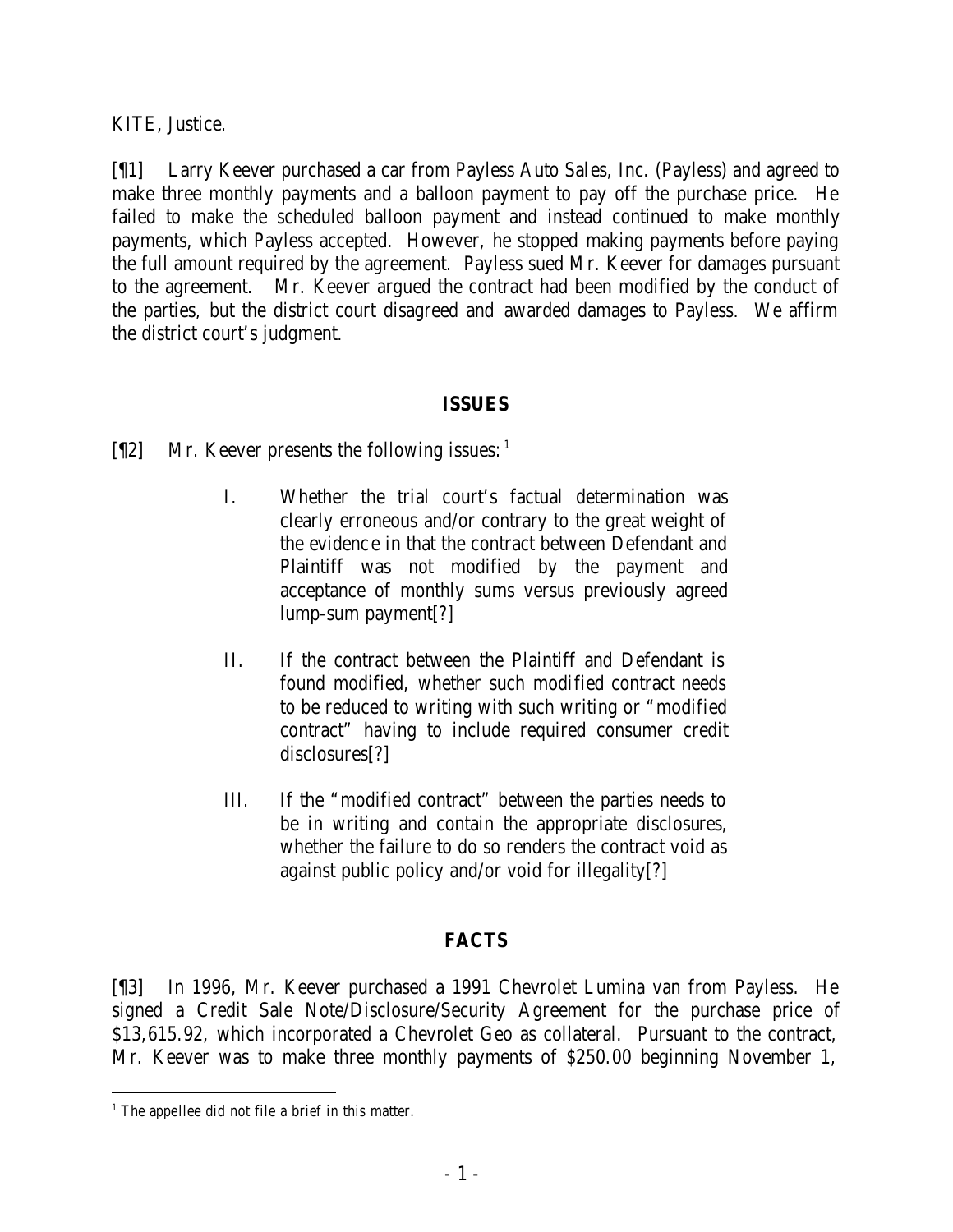KITE, Justice.

[¶1] Larry Keever purchased a car from Payless Auto Sales, Inc. (Payless) and agreed to make three monthly payments and a balloon payment to pay off the purchase price. He failed to make the scheduled balloon payment and instead continued to make monthly payments, which Payless accepted. However, he stopped making payments before paying the full amount required by the agreement. Payless sued Mr. Keever for damages pursuant to the agreement. Mr. Keever argued the contract had been modified by the conduct of the parties, but the district court disagreed and awarded damages to Payless. We affirm the district court's judgment.

## ISSUES

[¶2] Mr. Keever presents the following issues: [1]

> I. Whether the trial court's factual determination was clearly erroneous and/or contrary to the great weight of the evidence in that the contract between Defendant and Plaintiff was not modified by the payment and acceptance of monthly sums versus previously agreed lump-sum payment[?]
>
> II. If the contract between the Plaintiff and Defendant is found modified, whether such modified contract needs to be reduced to writing with such writing or "modified contract" having to include required consumer credit disclosures[?]
>
> III. If the "modified contract" between the parties needs to be in writing and contain the appropriate disclosures, whether the failure to do so renders the contract void as against public policy and/or void for illegality[?]

## FACTS

[¶3] In 1996, Mr. Keever purchased a 1991 Chevrolet Lumina van from Payless. He signed a Credit Sale Note/Disclosure/Security Agreement for the purchase price of $13,615.92, which incorporated a Chevrolet Geo as collateral. Pursuant to the contract, Mr. Keever was to make three monthly payments of $250.00 beginning November 1,

[1] The appellee did not file a brief in this matter.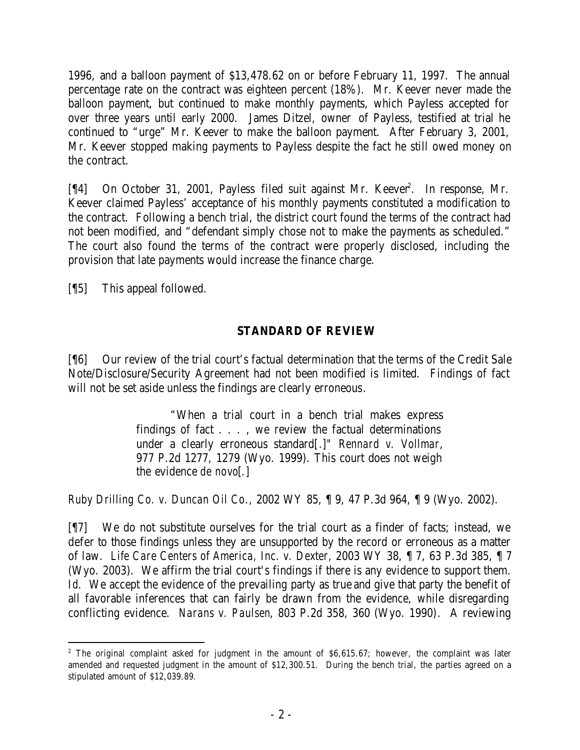1996, and a balloon payment of $13,478.62 on or before February 11, 1997. The annual percentage rate on the contract was eighteen percent (18%). Mr. Keever never made the balloon payment, but continued to make monthly payments, which Payless accepted for over three years until early 2000. James Ditzel, owner of Payless, testified at trial he continued to "urge" Mr. Keever to make the balloon payment. After February 3, 2001, Mr. Keever stopped making payments to Payless despite the fact he still owed money on the contract.

[¶4] On October 31, 2001, Payless filed suit against Mr. Keever[2]. In response, Mr. Keever claimed Payless' acceptance of his monthly payments constituted a modification to the contract. Following a bench trial, the district court found the terms of the contract had not been modified, and "defendant simply chose not to make the payments as scheduled." The court also found the terms of the contract were properly disclosed, including the provision that late payments would increase the finance charge.

[¶5] This appeal followed.

## STANDARD OF REVIEW

[¶6] Our review of the trial court's factual determination that the terms of the Credit Sale Note/Disclosure/Security Agreement had not been modified is limited. Findings of fact will not be set aside unless the findings are clearly erroneous.

> "When a trial court in a bench trial makes express findings of fact . . . , we review the factual determinations under a clearly erroneous standard[.]" *Rennard v. Vollmar*, 977 P.2d 1277, 1279 (Wyo. 1999). This court does not weigh the evidence *de novo*[.]

*Ruby Drilling Co. v. Duncan Oil Co.*, 2002 WY 85, ¶ 9, 47 P.3d 964, ¶ 9 (Wyo. 2002).

[¶7] We do not substitute ourselves for the trial court as a finder of facts; instead, we defer to those findings unless they are unsupported by the record or erroneous as a matter of law. *Life Care Centers of America, Inc. v. Dexter*, 2003 WY 38, ¶ 7, 63 P.3d 385, ¶ 7 (Wyo. 2003). We affirm the trial court's findings if there is any evidence to support them. *Id.* We accept the evidence of the prevailing party as true and give that party the benefit of all favorable inferences that can fairly be drawn from the evidence, while disregarding conflicting evidence. *Narans v. Paulsen*, 803 P.2d 358, 360 (Wyo. 1990). A reviewing

---

[2] The original complaint asked for judgment in the amount of $6,615.67; however, the complaint was later amended and requested judgment in the amount of $12,300.51. During the bench trial, the parties agreed on a stipulated amount of $12,039.89.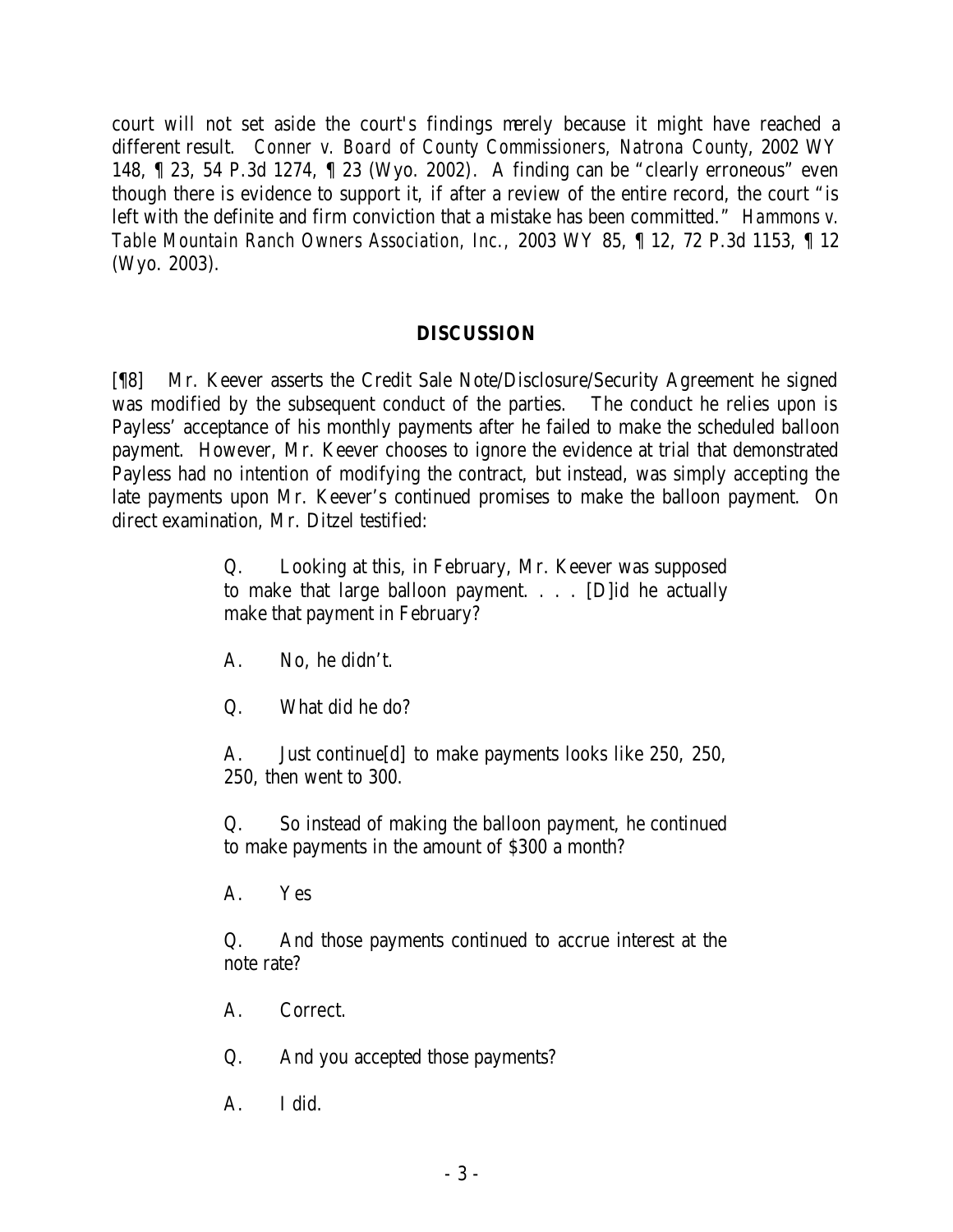court will not set aside the court's findings merely because it might have reached a different result. *Conner v. Board of County Commissioners, Natrona County*, 2002 WY 148, ¶ 23, 54 P.3d 1274, ¶ 23 (Wyo. 2002). A finding can be "clearly erroneous" even though there is evidence to support it, if after a review of the entire record, the court "is left with the definite and firm conviction that a mistake has been committed." *Hammons v. Table Mountain Ranch Owners Association, Inc.*, 2003 WY 85, ¶ 12, 72 P.3d 1153, ¶ 12 (Wyo. 2003).

## DISCUSSION

[¶8] Mr. Keever asserts the Credit Sale Note/Disclosure/Security Agreement he signed was modified by the subsequent conduct of the parties. The conduct he relies upon is Payless' acceptance of his monthly payments after he failed to make the scheduled balloon payment. However, Mr. Keever chooses to ignore the evidence at trial that demonstrated Payless had no intention of modifying the contract, but instead, was simply accepting the late payments upon Mr. Keever's continued promises to make the balloon payment. On direct examination, Mr. Ditzel testified:

> Q. Looking at this, in February, Mr. Keever was supposed to make that large balloon payment. . . . [D]id he actually make that payment in February?
>
> A. No, he didn't.
>
> Q. What did he do?
>
> A. Just continue[d] to make payments looks like 250, 250, 250, then went to 300.
>
> Q. So instead of making the balloon payment, he continued to make payments in the amount of $300 a month?
>
> A. Yes
>
> Q. And those payments continued to accrue interest at the note rate?
>
> A. Correct.
>
> Q. And you accepted those payments?
>
> A. I did.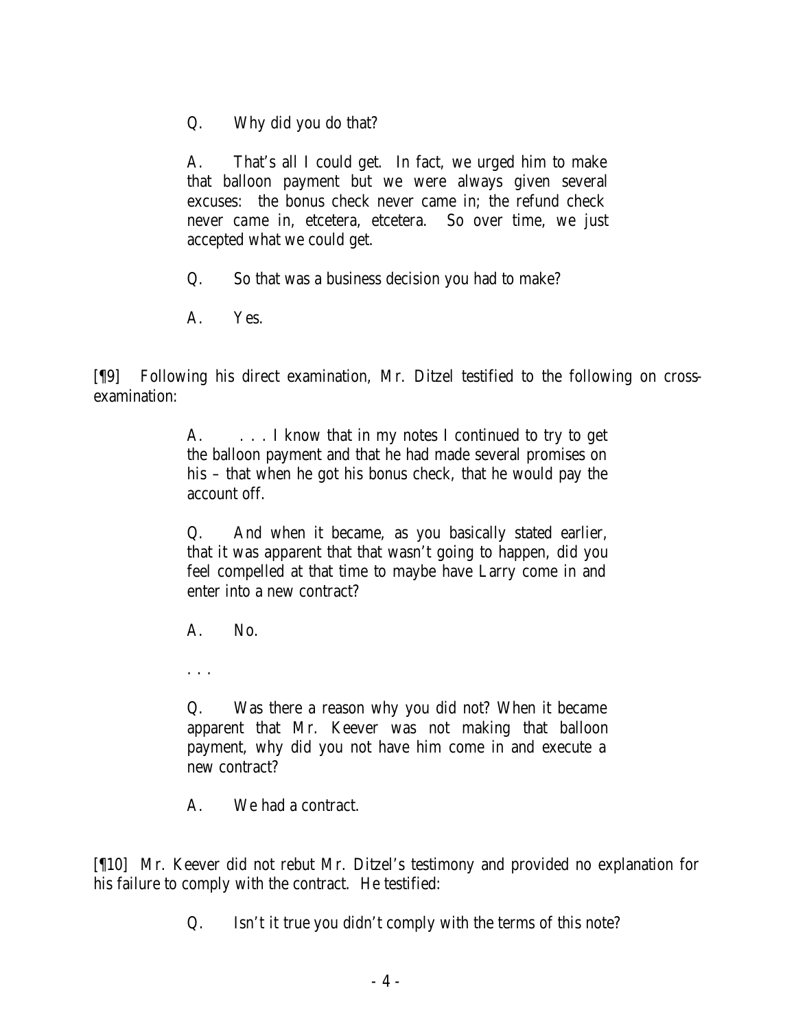> Q. Why did you do that?
>
> A. That's all I could get. In fact, we urged him to make that balloon payment but we were always given several excuses: the bonus check never came in; the refund check never came in, etcetera, etcetera. So over time, we just accepted what we could get.
>
> Q. So that was a business decision you had to make?
>
> A. Yes.

[¶9] Following his direct examination, Mr. Ditzel testified to the following on cross-examination:

> A. . . . I know that in my notes I continued to try to get the balloon payment and that he had made several promises on his – that when he got his bonus check, that he would pay the account off.
>
> Q. And when it became, as you basically stated earlier, that it was apparent that that wasn't going to happen, did you feel compelled at that time to maybe have Larry come in and enter into a new contract?
>
> A. No.
>
> . . .
>
> Q. Was there a reason why you did not? When it became apparent that Mr. Keever was not making that balloon payment, why did you not have him come in and execute a new contract?
>
> A. We had a contract.

[¶10] Mr. Keever did not rebut Mr. Ditzel's testimony and provided no explanation for his failure to comply with the contract. He testified:

> Q. Isn't it true you didn't comply with the terms of this note?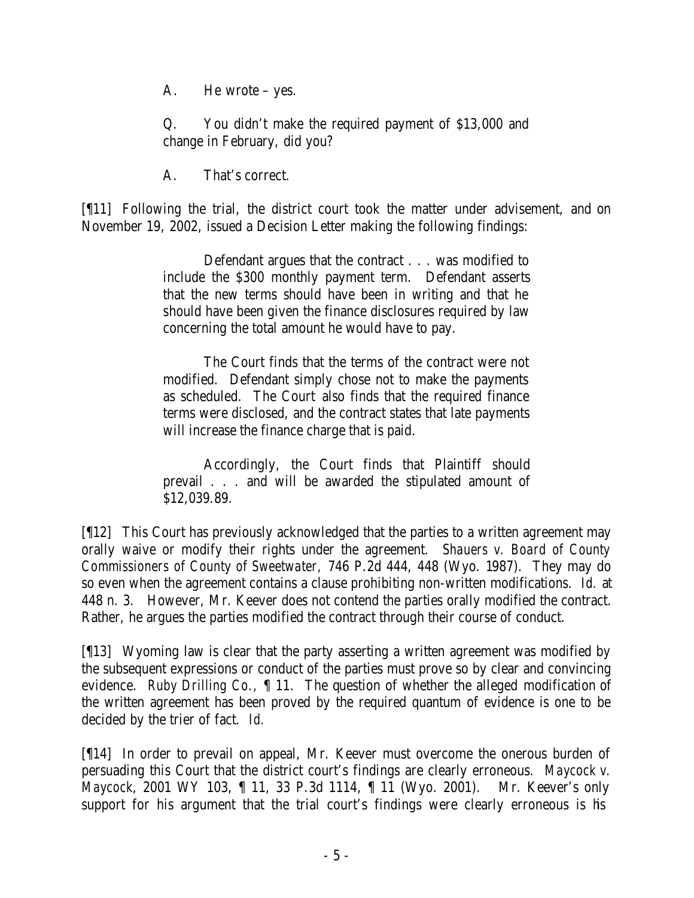A. He wrote – yes.

Q. You didn't make the required payment of $13,000 and change in February, did you?

A. That's correct.

[¶11] Following the trial, the district court took the matter under advisement, and on November 19, 2002, issued a Decision Letter making the following findings:

> Defendant argues that the contract . . . was modified to include the $300 monthly payment term. Defendant asserts that the new terms should have been in writing and that he should have been given the finance disclosures required by law concerning the total amount he would have to pay.
>
> The Court finds that the terms of the contract were not modified. Defendant simply chose not to make the payments as scheduled. The Court also finds that the required finance terms were disclosed, and the contract states that late payments will increase the finance charge that is paid.
>
> Accordingly, the Court finds that Plaintiff should prevail . . . and will be awarded the stipulated amount of $12,039.89.

[¶12] This Court has previously acknowledged that the parties to a written agreement may orally waive or modify their rights under the agreement. *Shauers v. Board of County Commissioners of County of Sweetwater,* 746 P.2d 444, 448 (Wyo. 1987). They may do so even when the agreement contains a clause prohibiting non-written modifications. *Id.* at 448 n. 3. However, Mr. Keever does not contend the parties orally modified the contract. Rather, he argues the parties modified the contract through their course of conduct.

[¶13] Wyoming law is clear that the party asserting a written agreement was modified by the subsequent expressions or conduct of the parties must prove so by clear and convincing evidence. *Ruby Drilling Co.*, ¶ 11. The question of whether the alleged modification of the written agreement has been proved by the required quantum of evidence is one to be decided by the trier of fact. *Id.*

[¶14] In order to prevail on appeal, Mr. Keever must overcome the onerous burden of persuading this Court that the district court's findings are clearly erroneous. *Maycock v. Maycock*, 2001 WY 103, ¶ 11, 33 P.3d 1114, ¶ 11 (Wyo. 2001). Mr. Keever's only support for his argument that the trial court's findings were clearly erroneous is his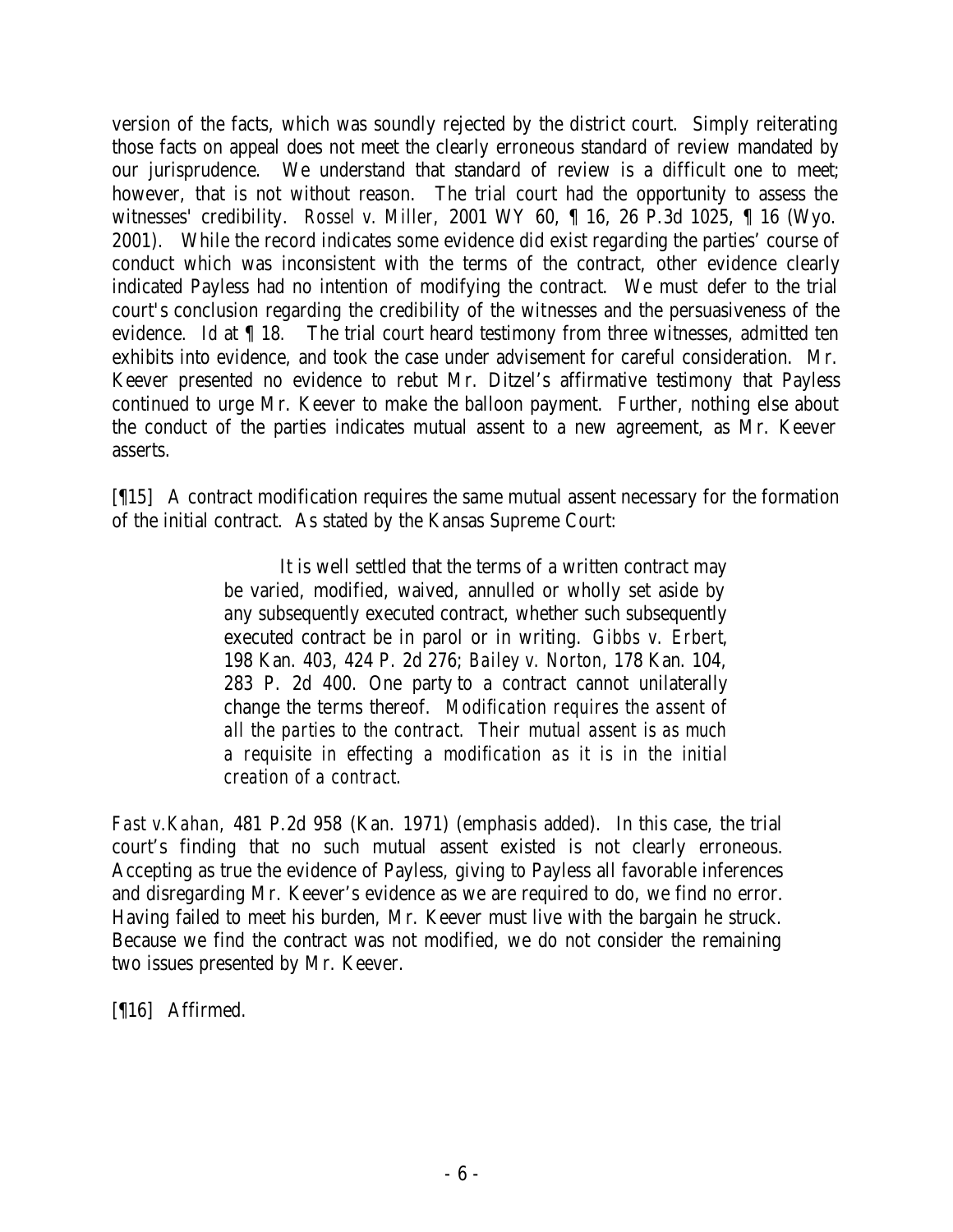version of the facts, which was soundly rejected by the district court. Simply reiterating those facts on appeal does not meet the clearly erroneous standard of review mandated by our jurisprudence. We understand that standard of review is a difficult one to meet; however, that is not without reason. The trial court had the opportunity to assess the witnesses' credibility. *Rossel v. Miller*, 2001 WY 60, ¶ 16, 26 P.3d 1025, ¶ 16 (Wyo. 2001). While the record indicates some evidence did exist regarding the parties' course of conduct which was inconsistent with the terms of the contract, other evidence clearly indicated Payless had no intention of modifying the contract. We must defer to the trial court's conclusion regarding the credibility of the witnesses and the persuasiveness of the evidence. *Id* at ¶ 18. The trial court heard testimony from three witnesses, admitted ten exhibits into evidence, and took the case under advisement for careful consideration. Mr. Keever presented no evidence to rebut Mr. Ditzel's affirmative testimony that Payless continued to urge Mr. Keever to make the balloon payment. Further, nothing else about the conduct of the parties indicates mutual assent to a new agreement, as Mr. Keever asserts.

[¶15] A contract modification requires the same mutual assent necessary for the formation of the initial contract. As stated by the Kansas Supreme Court:

> It is well settled that the terms of a written contract may be varied, modified, waived, annulled or wholly set aside by any subsequently executed contract, whether such subsequently executed contract be in parol or in writing. *Gibbs v. Erbert*, 198 Kan. 403, 424 P. 2d 276; *Bailey v. Norton*, 178 Kan. 104, 283 P. 2d 400. One party to a contract cannot unilaterally change the terms thereof. *Modification requires the assent of all the parties to the contract. Their mutual assent is as much a requisite in effecting a modification as it is in the initial creation of a contract.*

*Fast v.Kahan*, 481 P.2d 958 (Kan. 1971) (emphasis added). In this case, the trial court's finding that no such mutual assent existed is not clearly erroneous. Accepting as true the evidence of Payless, giving to Payless all favorable inferences and disregarding Mr. Keever's evidence as we are required to do, we find no error. Having failed to meet his burden, Mr. Keever must live with the bargain he struck. Because we find the contract was not modified, we do not consider the remaining two issues presented by Mr. Keever.

[¶16] Affirmed.